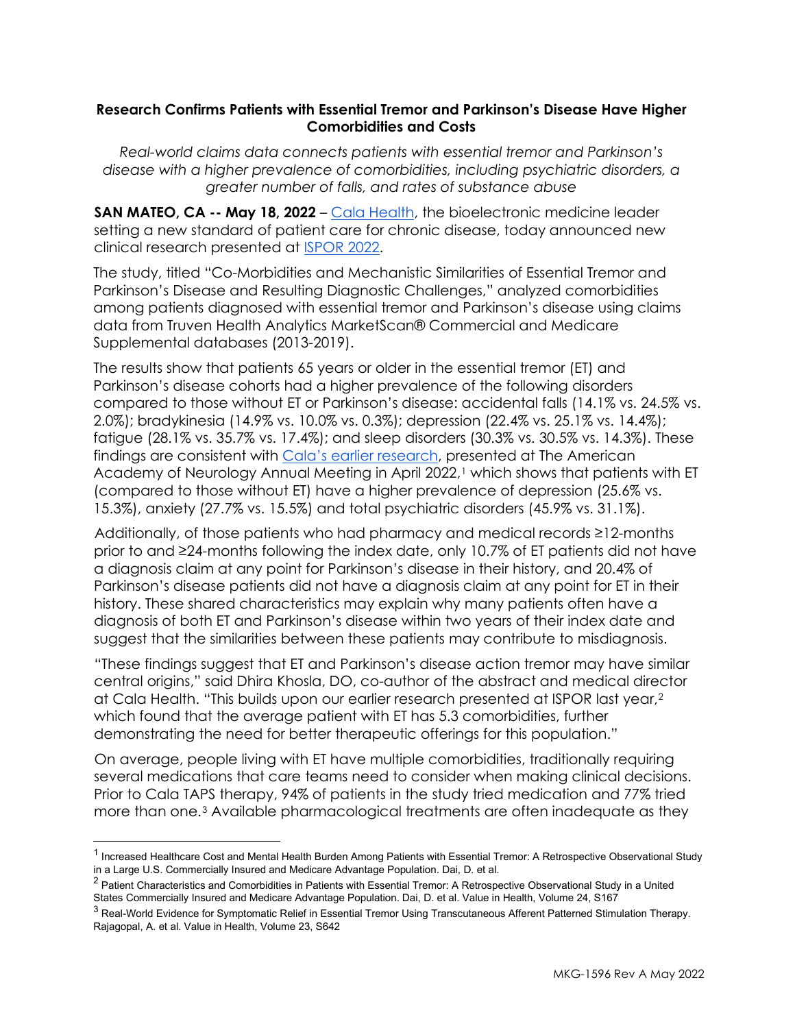**Research Confirms Patients with Essential Tremor and Parkinson's Disease Have Higher Comorbidities and Costs**

*Real-world claims data connects patients with essential tremor and Parkinson's disease with a higher prevalence of comorbidities, including psychiatric disorders, a greater number of falls, and rates of substance abuse*

**SAN MATEO, CA -- May 18, 2022** – Cala Health, the bioelectronic medicine leader setting a new standard of patient care for chronic disease, today announced new clinical research presented at ISPOR 2022.

The study, titled "Co-Morbidities and Mechanistic Similarities of Essential Tremor and Parkinson's Disease and Resulting Diagnostic Challenges," analyzed comorbidities among patients diagnosed with essential tremor and Parkinson's disease using claims data from Truven Health Analytics MarketScan® Commercial and Medicare Supplemental databases (2013-2019).

The results show that patients 65 years or older in the essential tremor (ET) and Parkinson's disease cohorts had a higher prevalence of the following disorders compared to those without ET or Parkinson's disease: accidental falls (14.1% vs. 24.5% vs. 2.0%); bradykinesia (14.9% vs. 10.0% vs. 0.3%); depression (22.4% vs. 25.1% vs. 14.4%); fatigue (28.1% vs. 35.7% vs. 17.4%); and sleep disorders (30.3% vs. 30.5% vs. 14.3%). These findings are consistent with Cala's earlier research, presented at The American Academy of Neurology Annual Meeting in April 2022,[1] which shows that patients with ET (compared to those without ET) have a higher prevalence of depression (25.6% vs. 15.3%), anxiety (27.7% vs. 15.5%) and total psychiatric disorders (45.9% vs. 31.1%).

Additionally, of those patients who had pharmacy and medical records ≥12-months prior to and ≥24-months following the index date, only 10.7% of ET patients did not have a diagnosis claim at any point for Parkinson's disease in their history, and 20.4% of Parkinson's disease patients did not have a diagnosis claim at any point for ET in their history. These shared characteristics may explain why many patients often have a diagnosis of both ET and Parkinson's disease within two years of their index date and suggest that the similarities between these patients may contribute to misdiagnosis.

"These findings suggest that ET and Parkinson's disease action tremor may have similar central origins," said Dhira Khosla, DO, co-author of the abstract and medical director at Cala Health. "This builds upon our earlier research presented at ISPOR last year,[2] which found that the average patient with ET has 5.3 comorbidities, further demonstrating the need for better therapeutic offerings for this population."

On average, people living with ET have multiple comorbidities, traditionally requiring several medications that care teams need to consider when making clinical decisions. Prior to Cala TAPS therapy, 94% of patients in the study tried medication and 77% tried more than one.[3] Available pharmacological treatments are often inadequate as they

---

[1] Increased Healthcare Cost and Mental Health Burden Among Patients with Essential Tremor: A Retrospective Observational Study in a Large U.S. Commercially Insured and Medicare Advantage Population. Dai, D. et al.

[2] Patient Characteristics and Comorbidities in Patients with Essential Tremor: A Retrospective Observational Study in a United States Commercially Insured and Medicare Advantage Population. Dai, D. et al. Value in Health, Volume 24, S167

[3] Real-World Evidence for Symptomatic Relief in Essential Tremor Using Transcutaneous Afferent Patterned Stimulation Therapy. Rajagopal, A. et al. Value in Health, Volume 23, S642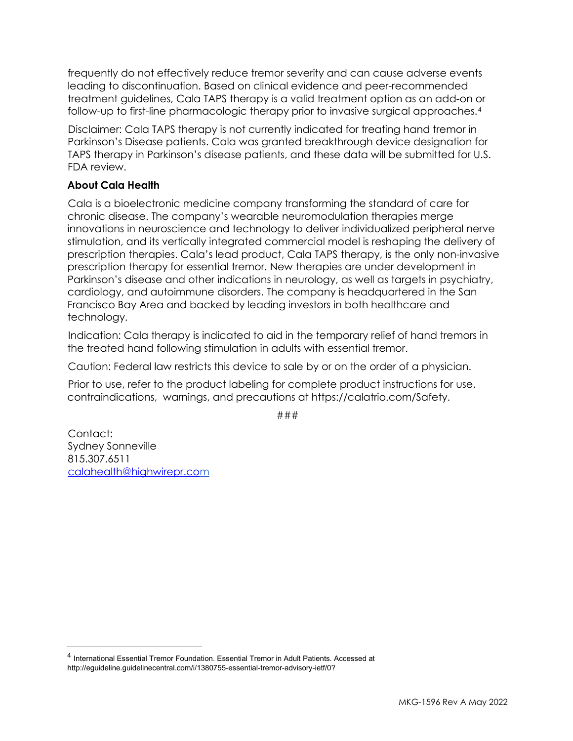frequently do not effectively reduce tremor severity and can cause adverse events leading to discontinuation. Based on clinical evidence and peer-recommended treatment guidelines, Cala TAPS therapy is a valid treatment option as an add-on or follow-up to first-line pharmacologic therapy prior to invasive surgical approaches.[4]

Disclaimer: Cala TAPS therapy is not currently indicated for treating hand tremor in Parkinson's Disease patients. Cala was granted breakthrough device designation for TAPS therapy in Parkinson's disease patients, and these data will be submitted for U.S. FDA review.

**About Cala Health**

Cala is a bioelectronic medicine company transforming the standard of care for chronic disease. The company's wearable neuromodulation therapies merge innovations in neuroscience and technology to deliver individualized peripheral nerve stimulation, and its vertically integrated commercial model is reshaping the delivery of prescription therapies. Cala's lead product, Cala TAPS therapy, is the only non-invasive prescription therapy for essential tremor. New therapies are under development in Parkinson's disease and other indications in neurology, as well as targets in psychiatry, cardiology, and autoimmune disorders. The company is headquartered in the San Francisco Bay Area and backed by leading investors in both healthcare and technology.

Indication: Cala therapy is indicated to aid in the temporary relief of hand tremors in the treated hand following stimulation in adults with essential tremor.

Caution: Federal law restricts this device to sale by or on the order of a physician.

Prior to use, refer to the product labeling for complete product instructions for use, contraindications, warnings, and precautions at https://calatrio.com/Safety.

###

Contact:
Sydney Sonneville
815.307.6511
calahealth@highwirepr.com

[4] International Essential Tremor Foundation. Essential Tremor in Adult Patients. Accessed at http://eguideline.guidelinecentral.com/i/1380755-essential-tremor-advisory-ietf/0?

MKG-1596 Rev A May 2022